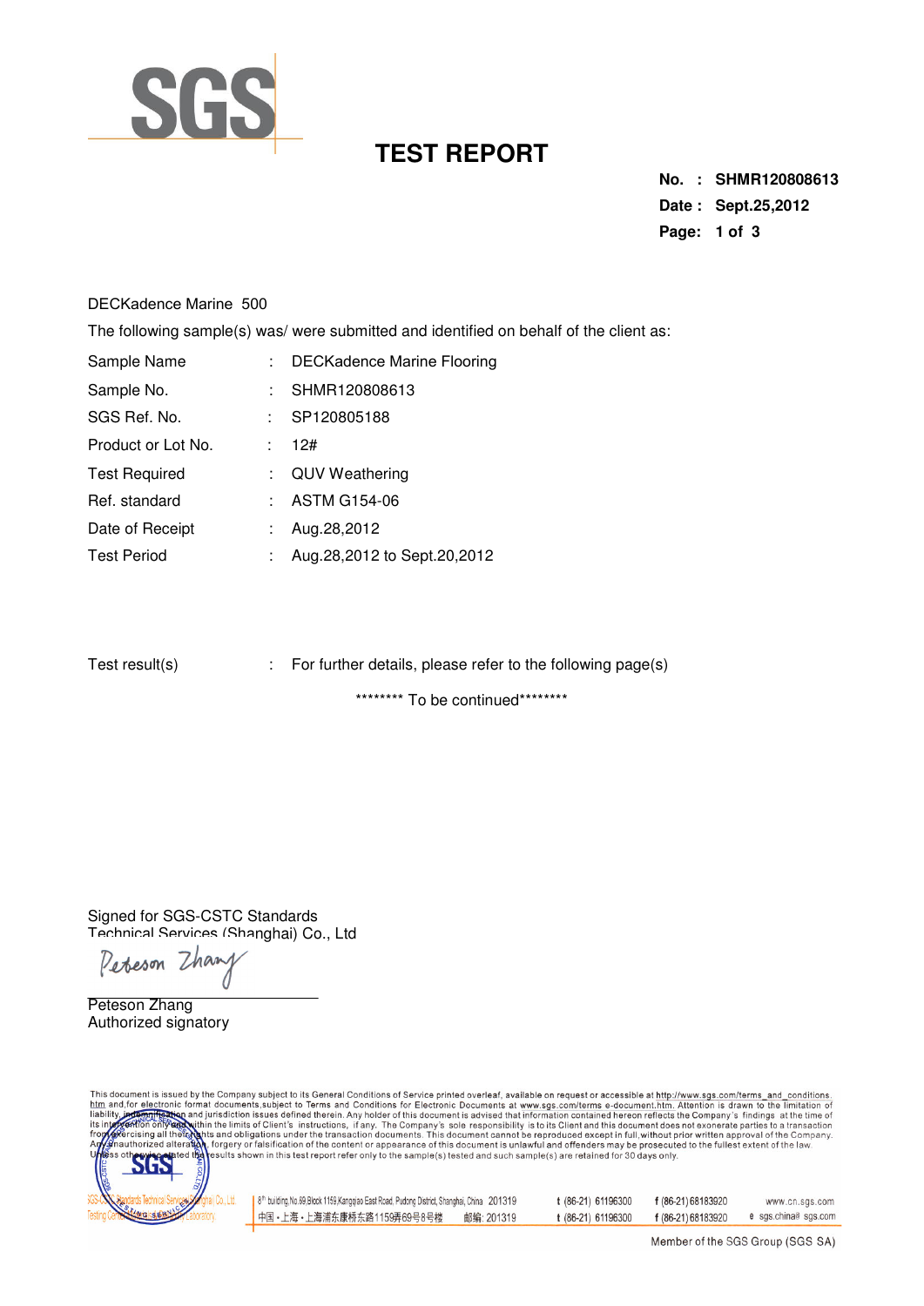SGS

# TEST REPORT

**No. : SHMR120808613**
**Date : Sept.25,2012**

DECKadence Marine 500

The following sample(s) was/ were submitted and identified on behalf of the client as:

| | | |
|---|---|---|
| Sample Name | : | DECKadence Marine Flooring |
| Sample No. | : | SHMR120808613 |
| SGS Ref. No. | : | SP120805188 |
| Product or Lot No. | : | 12# |
| Test Required | : | QUV Weathering |
| Ref. standard | : | ASTM G154-06 |
| Date of Receipt | : | Aug.28,2012 |
| Test Period | : | Aug.28,2012 to Sept.20,2012 |

Test result(s) : For further details, please refer to the following page(s)

******** To be continued********

Signed for SGS-CSTC Standards
Technical Services (Shanghai) Co., Ltd

Peteson Zhang

Peteson Zhang
Authorized signatory

This document is issued by the Company subject to its General Conditions of Service printed overleaf, available on request or accessible at http://www.sgs.com/terms_and_conditions.htm and,for electronic format documents,subject to Terms and Conditions for Electronic Documents at www.sgs.com/terms e-document.htm. Attention is drawn to the limitation of liability, indemnification and jurisdiction issues defined therein. Any holder of this document is advised that information contained hereon reflects the Company's findings at the time of its intervention only and within the limits of Client's instructions, if any. The Company's sole responsibility is to its Client and this document does not exonerate parties to a transaction from exercising all their rights and obligations under the transaction documents. This document cannot be reproduced except in full,without prior written approval of the Company. Any unauthorized alteration, forgery or falsification of the content or appearance of this document is unlawful and offenders may be prosecuted to the fullest extent of the law. Unless otherwise stated the results shown in this test report refer only to the sample(s) tested and such sample(s) are retained for 30 days only.

SGS-CSTC Standards Technical Services (Shanghai) Co., Ltd. Testing Center | 8th building,No.69,Block 1159,Kangqiao East Road, Pudong District, Shanghai, China 201319 | t (86-21) 61196300 | f (86-21) 68183920 | www.cn.sgs.com

中国・上海・上海浦东康桥东路1159弄69号8号楼 邮编: 201319 | t (86-21) 61196300 | f (86-21) 68183920 | e sgs.china@sgs.com

Member of the SGS Group (SGS SA)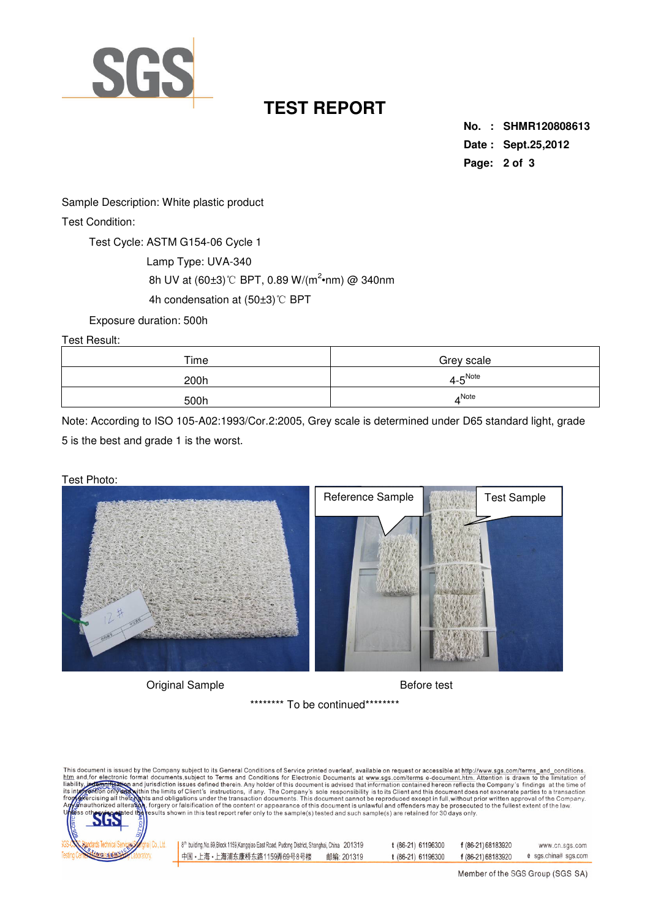# TEST REPORT

**No. : SHMR120808613**
**Date : Sept.25,2012**

Sample Description: White plastic product

Test Condition:

Test Cycle: ASTM G154-06 Cycle 1

Lamp Type: UVA-340

8h UV at (60±3)℃ BPT, 0.89 W/($m^2$•nm) @ 340nm

4h condensation at (50±3)℃ BPT

Exposure duration: 500h

Test Result:

| Time | Grey scale |
|---|---|
| 200h | 4-5[Note] |
| 500h | 4[Note] |

Note: According to ISO 105-A02:1993/Cor.2:2005, Grey scale is determined under D65 standard light, grade 5 is the best and grade 1 is the worst.

Test Photo:

Original Sample

Reference Sample

Test Sample

Before test

******** To be continued********

This document is issued by the Company subject to its General Conditions of Service printed overleaf, available on request or accessible at http://www.sgs.com/terms_and_conditions.htm and, for electronic format documents, subject to Terms and Conditions for Electronic Documents at www.sgs.com/terms e-document.htm. Attention is drawn to the limitation of liability, indemnification and jurisdiction issues defined therein. Any holder of this document is advised that information contained hereon reflects the Company's findings at the time of its intervention only and within the limits of Client's instructions, if any. The Company's sole responsibility is to its Client and this document does not exonerate parties to a transaction from exercising all their rights and obligations under the transaction documents. This document cannot be reproduced except in full, without prior written approval of the Company. Any unauthorized alteration, forgery or falsification of the content or appearance of this document is unlawful and offenders may be prosecuted to the fullest extent of the law. Unless otherwise stated the results shown in this test report refer only to the sample(s) tested and such sample(s) are retained for 30 days only.

8th building,No.69,Block 1159,Kangqiao East Road, Pudong District, Shanghai, China 201319 t (86-21) 61196300 f (86-21) 68183920 www.cn.sgs.com

中国・上海・上海浦东康桥东路1159弄69号8号楼 邮编: 201319 t (86-21) 61196300 f (86-21) 68183920 e sgs.china@sgs.com

Member of the SGS Group (SGS SA)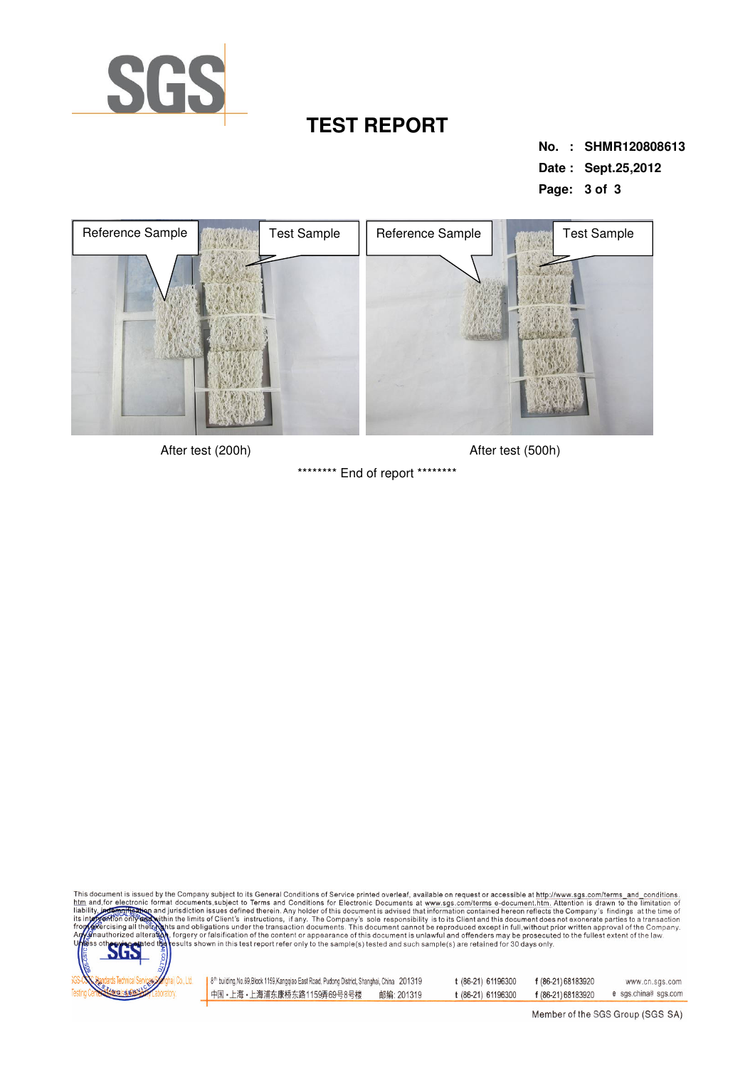# TEST REPORT

**No. : SHMR120808613**
**Date : Sept.25,2012**

Reference Sample

Test Sample

After test (200h)

Reference Sample

Test Sample

After test (500h)

******** End of report ********

This document is issued by the Company subject to its General Conditions of Service printed overleaf, available on request or accessible at http://www.sgs.com/terms_and_conditions.htm and,for electronic format documents,subject to Terms and Conditions for Electronic Documents at www.sgs.com/terms e-document.htm. Attention is drawn to the limitation of liability, indemnification and jurisdiction issues defined therein. Any holder of this document is advised that information contained hereon reflects the Company's findings at the time of its intervention only and within the limits of Client's instructions, if any. The Company's sole responsibility is to its Client and this document does not exonerate parties to a transaction from exercising all their rights and obligations under the transaction documents. This document cannot be reproduced except in full,without prior written approval of the Company. Any unauthorized alteration, forgery or falsification of the content or appearance of this document is unlawful and offenders may be prosecuted to the fullest extent of the law. Unless otherwise stated the results shown in this test report refer only to the sample(s) tested and such sample(s) are retained for 30 days only.

SGS-CSTC Standards Technical Services (Shanghai) Co., Ltd. Testing Center | 8th building,No.69,Block 1159,Kangqiao East Road, Pudong District, Shanghai, China 201319 | t (86-21) 61196300 | f (86-21) 68183920 | www.cn.sgs.com

中国・上海・上海浦东康桥东路1159弄69号8号楼 邮编: 201319 | t (86-21) 61196300 | f (86-21) 68183920 | e sgs.china@sgs.com

Member of the SGS Group (SGS SA)